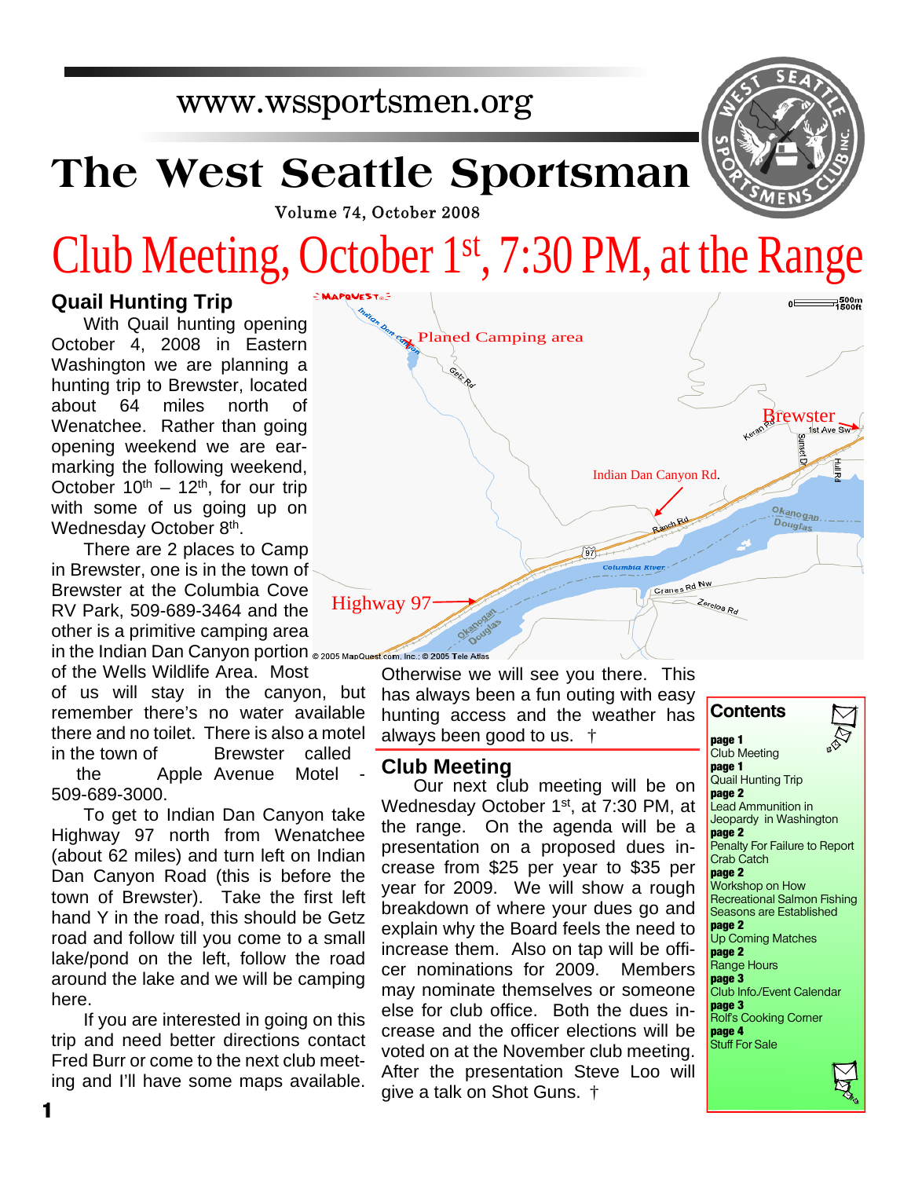www.wssportsmen.org

# The West Seattle Sportsman

Volume 74, October 2008

# Club Meeting, October 1st, 7:30 PM, at the Range

## Quail Hunting Trip

With Quail hunting opening October 4, 2008 in Eastern Washington we are planning a hunting trip to Brewster, located about 64 miles north of Wenatchee. Rather than going opening weekend we are ear-marking the following weekend, October 10th – 12th, for our trip with some of us going up on Wednesday October 8th.

There are 2 places to Camp in Brewster, one is in the town of Brewster at the Columbia Cove RV Park, 509-689-3464 and the other is a primitive camping area in the Indian Dan Canyon portion of the Wells Wildlife Area. Most of us will stay in the canyon, but remember there's no water available there and no toilet. There is also a motel in the town of Brewster called the Apple Avenue Motel - 509-689-3000.

To get to Indian Dan Canyon take Highway 97 north from Wenatchee (about 62 miles) and turn left on Indian Dan Canyon Road (this is before the town of Brewster). Take the first left hand Y in the road, this should be Getz road and follow till you come to a small lake/pond on the left, follow the road around the lake and we will be camping here.

If you are interested in going on this trip and need better directions contact Fred Burr or come to the next club meeting and I'll have some maps available. Otherwise we will see you there. This has always been a fun outing with easy hunting access and the weather has always been good to us. †

Map labels: Planed Camping area; Brewster; Indian Dan Canyon Rd.; Highway 97

## Club Meeting

Our next club meeting will be on Wednesday October 1st, at 7:30 PM, at the range. On the agenda will be a presentation on a proposed dues increase from $25 per year to $35 per year for 2009. We will show a rough breakdown of where your dues go and explain why the Board feels the need to increase them. Also on tap will be officer nominations for 2009. Members may nominate themselves or someone else for club office. Both the dues increase and the officer elections will be voted on at the November club meeting. After the presentation Steve Loo will give a talk on Shot Guns. †

## Contents

- **page 1** Club Meeting
- **page 1** Quail Hunting Trip
- **page 2** Lead Ammunition in Jeopardy in Washington
- **page 2** Penalty For Failure to Report Crab Catch
- **page 2** Workshop on How Recreational Salmon Fishing Seasons are Established
- **page 2** Up Coming Matches
- **page 2** Range Hours
- **page 3** Club Info./Event Calendar
- **page 3** Rolf's Cooking Corner
- **page 4** Stuff For Sale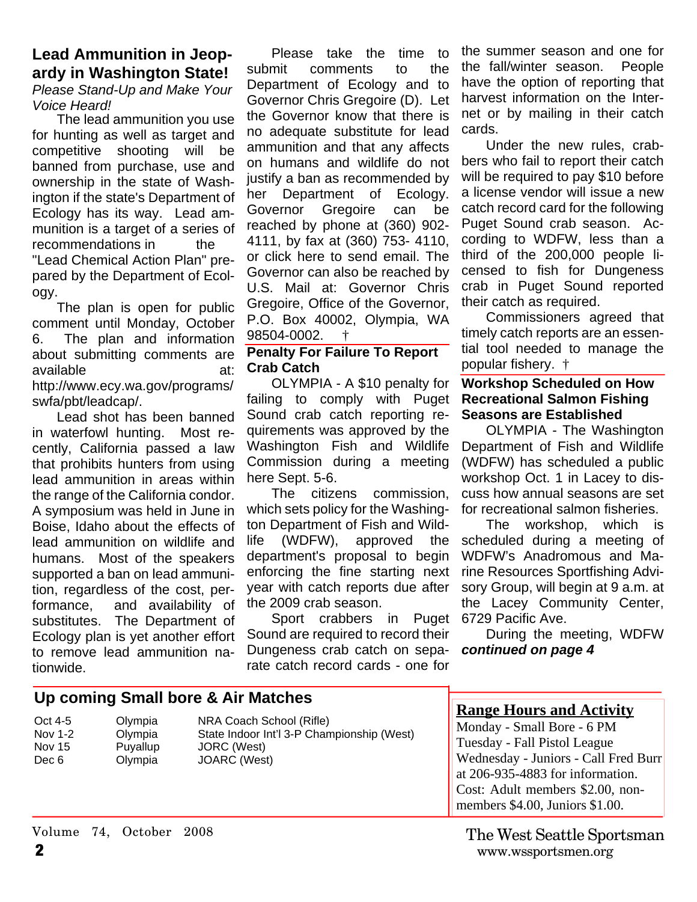## Lead Ammunition in Jeopardy in Washington State!

*Please Stand-Up and Make Your Voice Heard!*

The lead ammunition you use for hunting as well as target and competitive shooting will be banned from purchase, use and ownership in the state of Washington if the state's Department of Ecology has its way. Lead ammunition is a target of a series of recommendations in the "Lead Chemical Action Plan" prepared by the Department of Ecology.

The plan is open for public comment until Monday, October 6. The plan and information about submitting comments are available at: http://www.ecy.wa.gov/programs/swfa/pbt/leadcap/.

Lead shot has been banned in waterfowl hunting. Most recently, California passed a law that prohibits hunters from using lead ammunition in areas within the range of the California condor. A symposium was held in June in Boise, Idaho about the effects of lead ammunition on wildlife and humans. Most of the speakers supported a ban on lead ammunition, regardless of the cost, performance, and availability of substitutes. The Department of Ecology plan is yet another effort to remove lead ammunition nationwide.

Please take the time to submit comments to the Department of Ecology and to Governor Chris Gregoire (D). Let the Governor know that there is no adequate substitute for lead ammunition and that any affects on humans and wildlife do not justify a ban as recommended by her Department of Ecology. Governor Gregoire can be reached by phone at (360) 902-4111, by fax at (360) 753- 4110, or click here to send email. The Governor can also be reached by U.S. Mail at: Governor Chris Gregoire, Office of the Governor, P.O. Box 40002, Olympia, WA 98504-0002. †

## Penalty For Failure To Report Crab Catch

OLYMPIA - A $10 penalty for failing to comply with Puget Sound crab catch reporting requirements was approved by the Washington Fish and Wildlife Commission during a meeting here Sept. 5-6.

The citizens commission, which sets policy for the Washington Department of Fish and Wildlife (WDFW), approved the department's proposal to begin enforcing the fine starting next year with catch reports due after the 2009 crab season.

Sport crabbers in Puget Sound are required to record their Dungeness crab catch on separate catch record cards - one for the summer season and one for the fall/winter season. People have the option of reporting that harvest information on the Internet or by mailing in their catch cards.

Under the new rules, crabbers who fail to report their catch will be required to pay $10 before a license vendor will issue a new catch record card for the following Puget Sound crab season. According to WDFW, less than a third of the 200,000 people licensed to fish for Dungeness crab in Puget Sound reported their catch as required.

Commissioners agreed that timely catch reports are an essential tool needed to manage the popular fishery. †

## Workshop Scheduled on How Recreational Salmon Fishing Seasons are Established

OLYMPIA - The Washington Department of Fish and Wildlife (WDFW) has scheduled a public workshop Oct. 1 in Lacey to discuss how annual seasons are set for recreational salmon fisheries.

The workshop, which is scheduled during a meeting of WDFW's Anadromous and Marine Resources Sportfishing Advisory Group, will begin at 9 a.m. at the Lacey Community Center, 6729 Pacific Ave.

During the meeting, WDFW

***continued on page 4***

## Up coming Small bore & Air Matches

| | | |
|---|---|---|
| Oct 4-5 | Olympia | NRA Coach School (Rifle) |
| Nov 1-2 | Olympia | State Indoor Int'l 3-P Championship (West) |
| Nov 15 | Puyallup | JORC (West) |
| Dec 6 | Olympia | JOARC (West) |

## Range Hours and Activity

Monday - Small Bore - 6 PM
Tuesday - Fall Pistol League
Wednesday - Juniors - Call Fred Burr at 206-935-4883 for information.
Cost: Adult members $2.00, non-members $4.00, Juniors $1.00.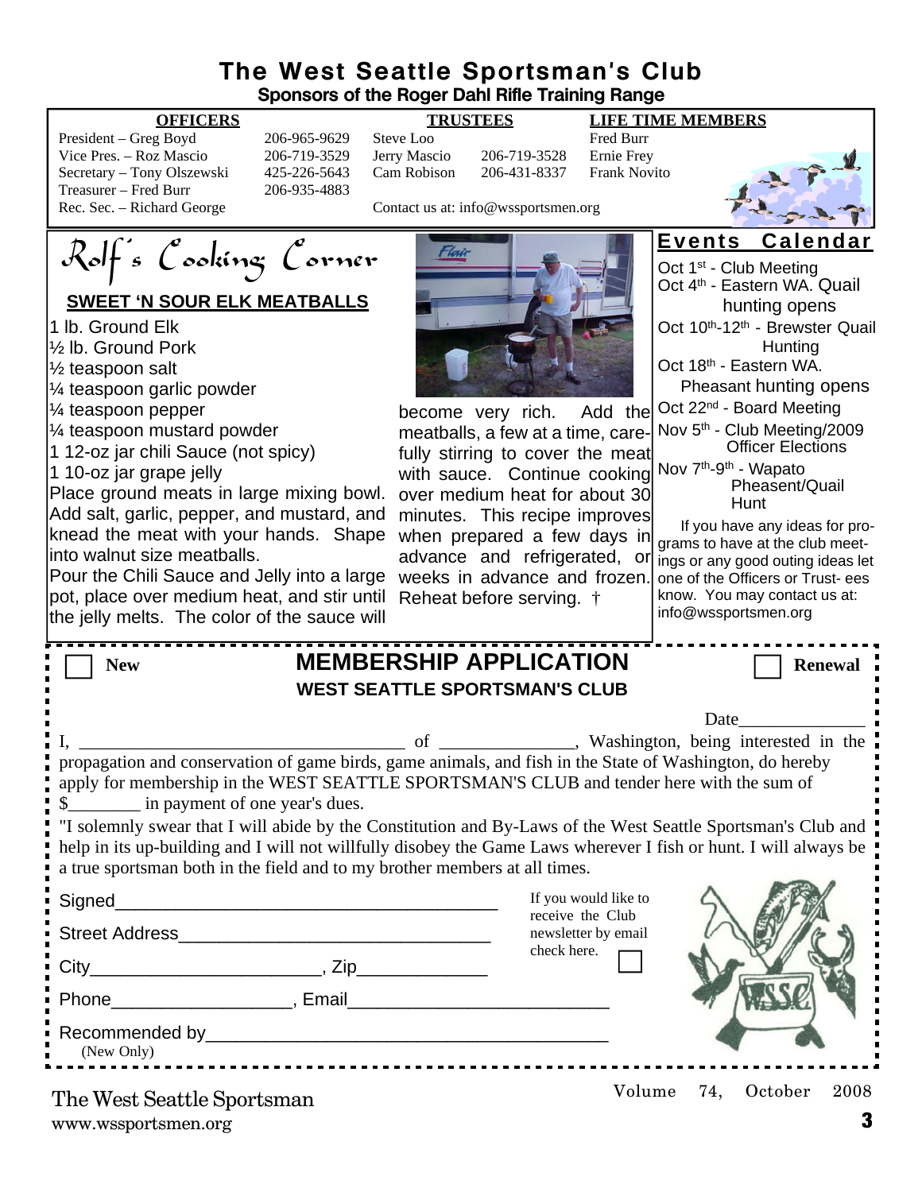# The West Seattle Sportsman's Club

**Sponsors of the Roger Dahl Rifle Training Range**

| OFFICERS | | TRUSTEES | | LIFE TIME MEMBERS |
|---|---|---|---|---|
| President – Greg Boyd | 206-965-9629 | Steve Loo | | Fred Burr |
| Vice Pres. – Roz Mascio | 206-719-3529 | Jerry Mascio | 206-719-3528 | Ernie Frey |
| Secretary – Tony Olszewski | 425-226-5643 | Cam Robison | 206-431-8337 | Frank Novito |
| Treasurer – Fred Burr | 206-935-4883 | | | |
| Rec. Sec. – Richard George | | Contact us at: info@wssportsmen.org | | |

## Rolf's Cooking Corner

### SWEET 'N SOUR ELK MEATBALLS

1 lb. Ground Elk
½ lb. Ground Pork
½ teaspoon salt
¼ teaspoon garlic powder
¼ teaspoon pepper
¼ teaspoon mustard powder
1 12-oz jar chili Sauce (not spicy)
1 10-oz jar grape jelly

Place ground meats in large mixing bowl. Add salt, garlic, pepper, and mustard, and knead the meat with your hands. Shape into walnut size meatballs.

Pour the Chili Sauce and Jelly into a large pot, place over medium heat, and stir until the jelly melts. The color of the sauce will become very rich. Add the meatballs, a few at a time, carefully stirring to cover the meat with sauce. Continue cooking over medium heat for about 30 minutes. This recipe improves when prepared a few days in advance and refrigerated, or weeks in advance and frozen. Reheat before serving. †

## Events Calendar

Oct 1st - Club Meeting
Oct 4th - Eastern WA. Quail hunting opens
Oct 10th-12th - Brewster Quail Hunting
Oct 18th - Eastern WA. Pheasant hunting opens
Oct 22nd - Board Meeting
Nov 5th - Club Meeting/2009 Officer Elections
Nov 7th-9th - Wapato Pheasent/Quail Hunt

If you have any ideas for programs to have at the club meetings or any good outing ideas let one of the Officers or Trust- ees know. You may contact us at: info@wssportsmen.org

---

☐ New

## MEMBERSHIP APPLICATION

**WEST SEATTLE SPORTSMAN'S CLUB**

☐ Renewal

Date______________

I, ____________________________________ of ______________, Washington, being interested in the propagation and conservation of game birds, game animals, and fish in the State of Washington, do hereby apply for membership in the WEST SEATTLE SPORTSMAN'S CLUB and tender here with the sum of $________ in payment of one year's dues.

"I solemnly swear that I will abide by the Constitution and By-Laws of the West Seattle Sportsman's Club and help in its up-building and I will not willfully disobey the Game Laws wherever I fish or hunt. I will always be a true sportsman both in the field and to my brother members at all times.

Signed_______________________________________

Street Address_______________________________

City______________________, Zip_____________

Phone_________________, Email_________________________

Recommended by________________________________________
(New Only)

If you would like to receive the Club newsletter by email check here. ☐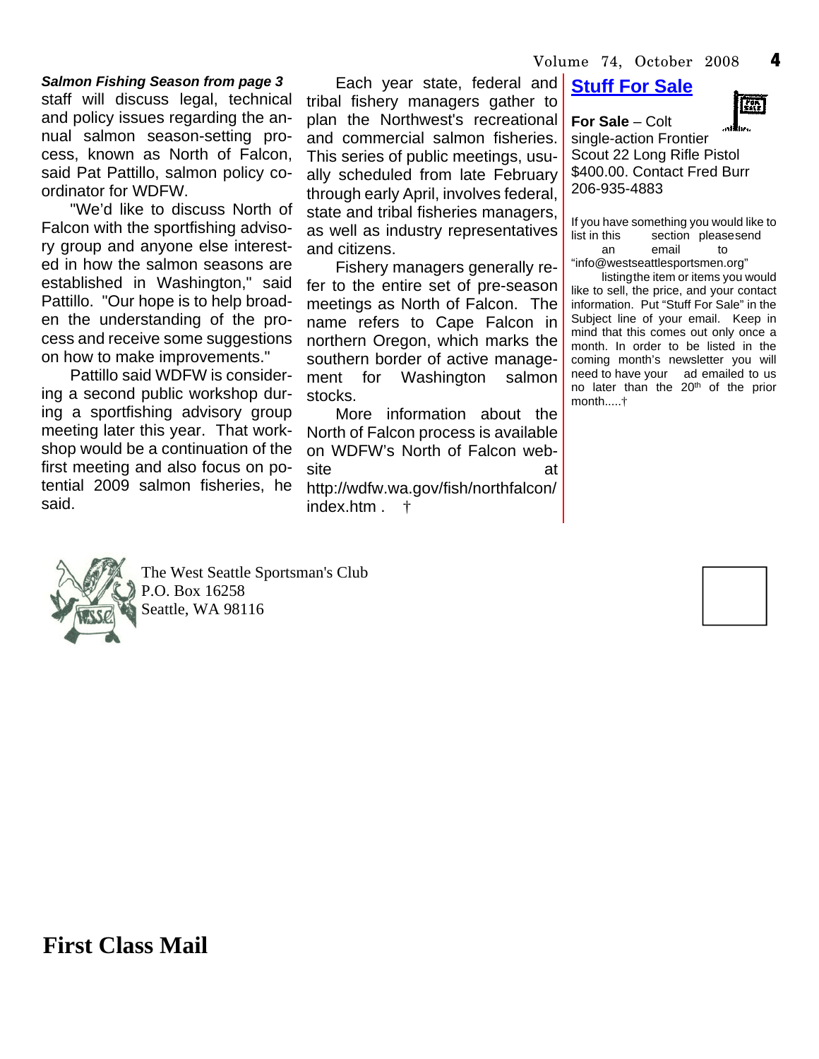*Salmon Fishing Season from page 3*

staff will discuss legal, technical and policy issues regarding the annual salmon season-setting process, known as North of Falcon, said Pat Pattillo, salmon policy coordinator for WDFW.

"We'd like to discuss North of Falcon with the sportfishing advisory group and anyone else interested in how the salmon seasons are established in Washington," said Pattillo. "Our hope is to help broaden the understanding of the process and receive some suggestions on how to make improvements."

Pattillo said WDFW is considering a second public workshop during a sportfishing advisory group meeting later this year. That workshop would be a continuation of the first meeting and also focus on potential 2009 salmon fisheries, he said.

Each year state, federal and tribal fishery managers gather to plan the Northwest's recreational and commercial salmon fisheries. This series of public meetings, usually scheduled from late February through early April, involves federal, state and tribal fisheries managers, as well as industry representatives and citizens.

Fishery managers generally refer to the entire set of pre-season meetings as North of Falcon. The name refers to Cape Falcon in northern Oregon, which marks the southern border of active management for Washington salmon stocks.

More information about the North of Falcon process is available on WDFW's North of Falcon website at http://wdfw.wa.gov/fish/northfalcon/index.htm . †

## Stuff For Sale

**For Sale** – Colt single-action Frontier Scout 22 Long Rifle Pistol $400.00. Contact Fred Burr 206-935-4883

If you have something you would like to list in this section please send an email to "info@westseattlesportsmen.org" listing the item or items you would like to sell, the price, and your contact information. Put "Stuff For Sale" in the Subject line of your email. Keep in mind that this comes out only once a month. In order to be listed in the coming month's newsletter you will need to have your ad emailed to us no later than the 20th of the prior month.....†

The West Seattle Sportsman's Club
P.O. Box 16258
Seattle, WA 98116

**First Class Mail**